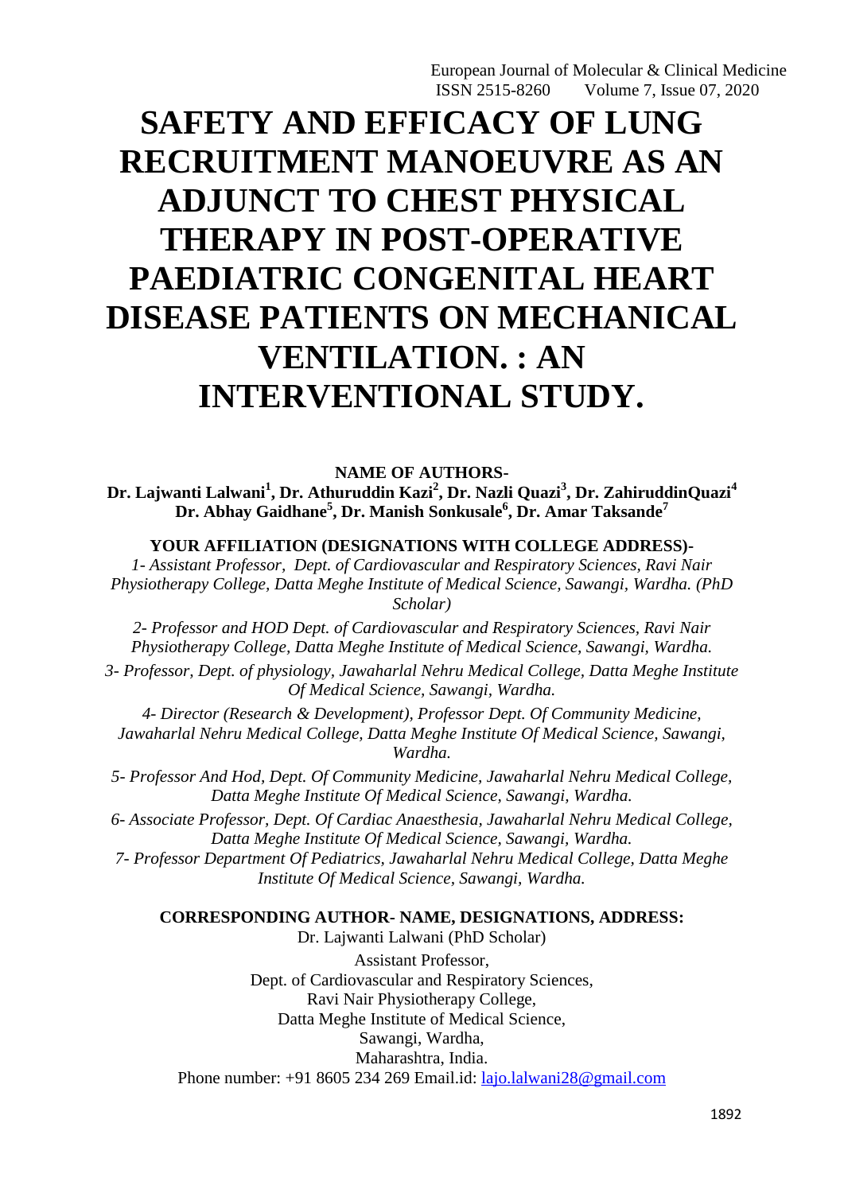# SAFETY AND EFFICACY OF LUNG RECRUITMENT MANOEUVRE AS AN ADJUNCT TO CHEST PHYSICAL THERAPY IN POST-OPERATIVE PAEDIATRIC CONGENITAL HEART DISEASE PATIENTS ON MECHANICAL VENTILATION. : AN INTERVENTIONAL STUDY.

**NAME OF AUTHORS-**

**Dr. Lajwanti Lalwani[1], Dr. Athuruddin Kazi[2], Dr. Nazli Quazi[3], Dr. ZahiruddinQuazi[4] Dr. Abhay Gaidhane[5], Dr. Manish Sonkusale[6], Dr. Amar Taksande[7]**

**YOUR AFFILIATION (DESIGNATIONS WITH COLLEGE ADDRESS)-**

*1- Assistant Professor, Dept. of Cardiovascular and Respiratory Sciences, Ravi Nair Physiotherapy College, Datta Meghe Institute of Medical Science, Sawangi, Wardha. (PhD Scholar)*

*2- Professor and HOD Dept. of Cardiovascular and Respiratory Sciences, Ravi Nair Physiotherapy College, Datta Meghe Institute of Medical Science, Sawangi, Wardha.*

*3- Professor, Dept. of physiology, Jawaharlal Nehru Medical College, Datta Meghe Institute Of Medical Science, Sawangi, Wardha.*

*4- Director (Research & Development), Professor Dept. Of Community Medicine, Jawaharlal Nehru Medical College, Datta Meghe Institute Of Medical Science, Sawangi, Wardha.*

*5- Professor And Hod, Dept. Of Community Medicine, Jawaharlal Nehru Medical College, Datta Meghe Institute Of Medical Science, Sawangi, Wardha.*

*6- Associate Professor, Dept. Of Cardiac Anaesthesia, Jawaharlal Nehru Medical College, Datta Meghe Institute Of Medical Science, Sawangi, Wardha.*

*7- Professor Department Of Pediatrics, Jawaharlal Nehru Medical College, Datta Meghe Institute Of Medical Science, Sawangi, Wardha.*

**CORRESPONDING AUTHOR- NAME, DESIGNATIONS, ADDRESS:**

Dr. Lajwanti Lalwani (PhD Scholar)
Assistant Professor,
Dept. of Cardiovascular and Respiratory Sciences,
Ravi Nair Physiotherapy College,
Datta Meghe Institute of Medical Science,
Sawangi, Wardha,
Maharashtra, India.
Phone number: +91 8605 234 269 Email.id: lajo.lalwani28@gmail.com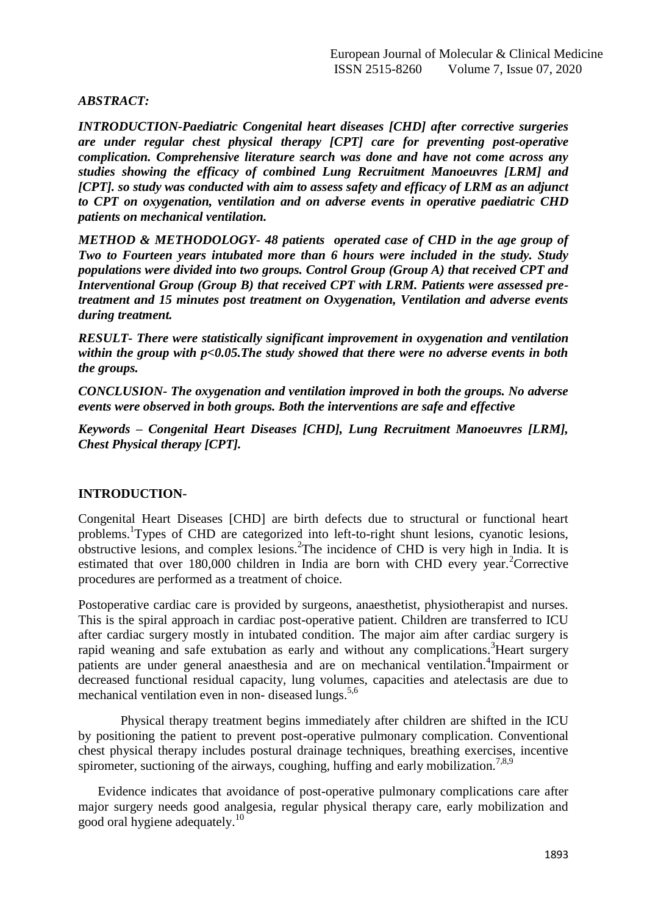***ABSTRACT:***

***INTRODUCTION-Paediatric Congenital heart diseases [CHD] after corrective surgeries are under regular chest physical therapy [CPT] care for preventing post-operative complication. Comprehensive literature search was done and have not come across any studies showing the efficacy of combined Lung Recruitment Manoeuvres [LRM] and [CPT]. so study was conducted with aim to assess safety and efficacy of LRM as an adjunct to CPT on oxygenation, ventilation and on adverse events in operative paediatric CHD patients on mechanical ventilation.***

***METHOD & METHODOLOGY- 48 patients operated case of CHD in the age group of Two to Fourteen years intubated more than 6 hours were included in the study. Study populations were divided into two groups. Control Group (Group A) that received CPT and Interventional Group (Group B) that received CPT with LRM. Patients were assessed pre-treatment and 15 minutes post treatment on Oxygenation, Ventilation and adverse events during treatment.***

***RESULT- There were statistically significant improvement in oxygenation and ventilation within the group with p<0.05.The study showed that there were no adverse events in both the groups.***

***CONCLUSION- The oxygenation and ventilation improved in both the groups. No adverse events were observed in both groups. Both the interventions are safe and effective***

***Keywords – Congenital Heart Diseases [CHD], Lung Recruitment Manoeuvres [LRM], Chest Physical therapy [CPT].***

## INTRODUCTION-

Congenital Heart Diseases [CHD] are birth defects due to structural or functional heart problems.[1]Types of CHD are categorized into left-to-right shunt lesions, cyanotic lesions, obstructive lesions, and complex lesions.[2]The incidence of CHD is very high in India. It is estimated that over 180,000 children in India are born with CHD every year.[2]Corrective procedures are performed as a treatment of choice.

Postoperative cardiac care is provided by surgeons, anaesthetist, physiotherapist and nurses. This is the spiral approach in cardiac post-operative patient. Children are transferred to ICU after cardiac surgery mostly in intubated condition. The major aim after cardiac surgery is rapid weaning and safe extubation as early and without any complications.[3]Heart surgery patients are under general anaesthesia and are on mechanical ventilation.[4]Impairment or decreased functional residual capacity, lung volumes, capacities and atelectasis are due to mechanical ventilation even in non- diseased lungs.[5,6]

Physical therapy treatment begins immediately after children are shifted in the ICU by positioning the patient to prevent post-operative pulmonary complication. Conventional chest physical therapy includes postural drainage techniques, breathing exercises, incentive spirometer, suctioning of the airways, coughing, huffing and early mobilization.[7,8,9]

Evidence indicates that avoidance of post-operative pulmonary complications care after major surgery needs good analgesia, regular physical therapy care, early mobilization and good oral hygiene adequately.[10]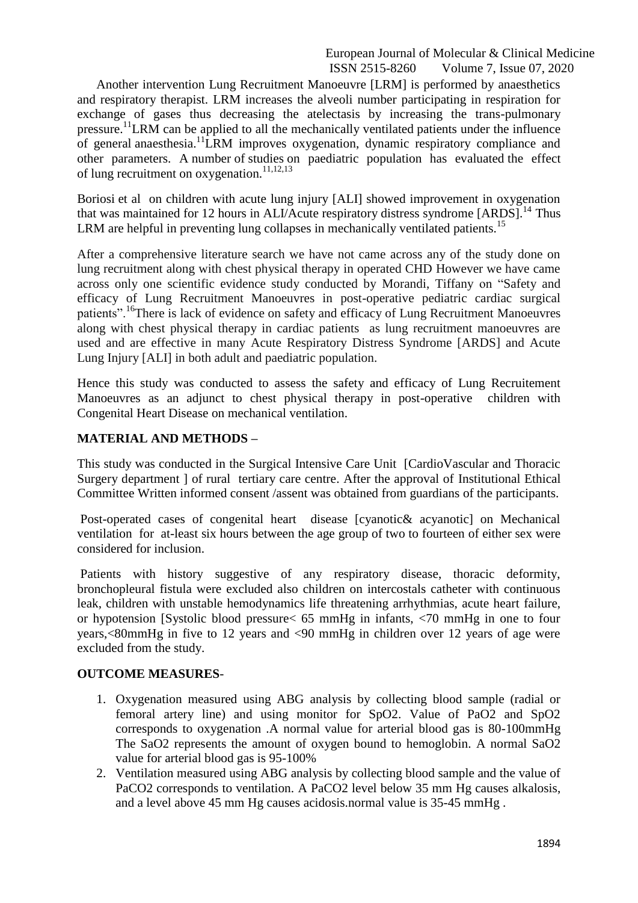Another intervention Lung Recruitment Manoeuvre [LRM] is performed by anaesthetics and respiratory therapist. LRM increases the alveoli number participating in respiration for exchange of gases thus decreasing the atelectasis by increasing the trans-pulmonary pressure.[11] LRM can be applied to all the mechanically ventilated patients under the influence of general anaesthesia.[11] LRM improves oxygenation, dynamic respiratory compliance and other parameters. A number of studies on paediatric population has evaluated the effect of lung recruitment on oxygenation.[11,12,13]

Boriosi et al on children with acute lung injury [ALI] showed improvement in oxygenation that was maintained for 12 hours in ALI/Acute respiratory distress syndrome [ARDS].[14] Thus LRM are helpful in preventing lung collapses in mechanically ventilated patients.[15]

After a comprehensive literature search we have not came across any of the study done on lung recruitment along with chest physical therapy in operated CHD However we have came across only one scientific evidence study conducted by Morandi, Tiffany on "Safety and efficacy of Lung Recruitment Manoeuvres in post-operative pediatric cardiac surgical patients".[16] There is lack of evidence on safety and efficacy of Lung Recruitment Manoeuvres along with chest physical therapy in cardiac patients as lung recruitment manoeuvres are used and are effective in many Acute Respiratory Distress Syndrome [ARDS] and Acute Lung Injury [ALI] in both adult and paediatric population.

Hence this study was conducted to assess the safety and efficacy of Lung Recruitement Manoeuvres as an adjunct to chest physical therapy in post-operative children with Congenital Heart Disease on mechanical ventilation.

## MATERIAL AND METHODS –

This study was conducted in the Surgical Intensive Care Unit [CardioVascular and Thoracic Surgery department ] of rural tertiary care centre. After the approval of Institutional Ethical Committee Written informed consent /assent was obtained from guardians of the participants.

Post-operated cases of congenital heart disease [cyanotic& acyanotic] on Mechanical ventilation for at-least six hours between the age group of two to fourteen of either sex were considered for inclusion.

Patients with history suggestive of any respiratory disease, thoracic deformity, bronchopleural fistula were excluded also children on intercostals catheter with continuous leak, children with unstable hemodynamics life threatening arrhythmias, acute heart failure, or hypotension [Systolic blood pressure< 65 mmHg in infants, <70 mmHg in one to four years,<80mmHg in five to 12 years and <90 mmHg in children over 12 years of age were excluded from the study.

## OUTCOME MEASURES-

1. Oxygenation measured using ABG analysis by collecting blood sample (radial or femoral artery line) and using monitor for $SpO_2$. Value of $PaO_2$ and $SpO_2$ corresponds to oxygenation .A normal value for arterial blood gas is 80-100mmHg The $SaO_2$ represents the amount of oxygen bound to hemoglobin. A normal $SaO_2$ value for arterial blood gas is 95-100%
2. Ventilation measured using ABG analysis by collecting blood sample and the value of $PaCO_2$ corresponds to ventilation. A $PaCO_2$ level below 35 mm Hg causes alkalosis, and a level above 45 mm Hg causes acidosis.normal value is 35-45 mmHg .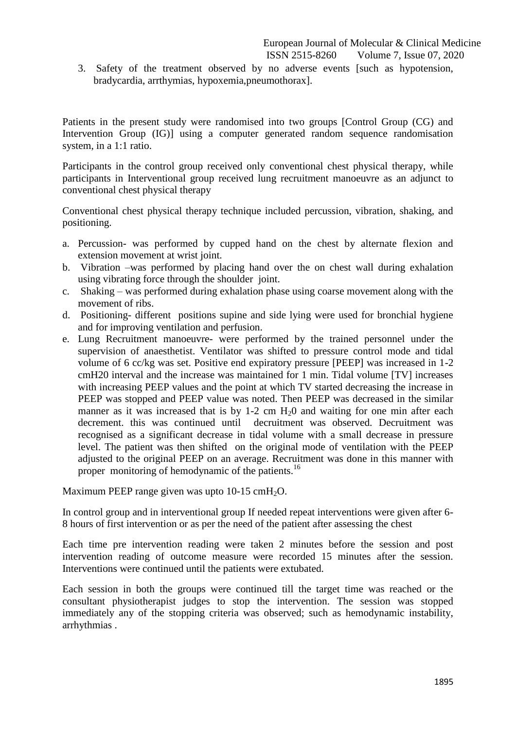3. Safety of the treatment observed by no adverse events [such as hypotension, bradycardia, arrthymias, hypoxemia,pneumothorax].

Patients in the present study were randomised into two groups [Control Group (CG) and Intervention Group (IG)] using a computer generated random sequence randomisation system, in a 1:1 ratio.

Participants in the control group received only conventional chest physical therapy, while participants in Interventional group received lung recruitment manoeuvre as an adjunct to conventional chest physical therapy

Conventional chest physical therapy technique included percussion, vibration, shaking, and positioning.

a. Percussion- was performed by cupped hand on the chest by alternate flexion and extension movement at wrist joint.
b. Vibration –was performed by placing hand over the on chest wall during exhalation using vibrating force through the shoulder joint.
c. Shaking – was performed during exhalation phase using coarse movement along with the movement of ribs.
d. Positioning- different positions supine and side lying were used for bronchial hygiene and for improving ventilation and perfusion.
e. Lung Recruitment manoeuvre- were performed by the trained personnel under the supervision of anaesthetist. Ventilator was shifted to pressure control mode and tidal volume of 6 cc/kg was set. Positive end expiratory pressure [PEEP] was increased in 1-2 cmH20 interval and the increase was maintained for 1 min. Tidal volume [TV] increases with increasing PEEP values and the point at which TV started decreasing the increase in PEEP was stopped and PEEP value was noted. Then PEEP was decreased in the similar manner as it was increased that is by 1-2 cm $H_20$ and waiting for one min after each decrement. this was continued until decruitment was observed. Decruitment was recognised as a significant decrease in tidal volume with a small decrease in pressure level. The patient was then shifted on the original mode of ventilation with the PEEP adjusted to the original PEEP on an average. Recruitment was done in this manner with proper monitoring of hemodynamic of the patients.[16]

Maximum PEEP range given was upto 10-15 cm$H_2O$.

In control group and in interventional group If needed repeat interventions were given after 6-8 hours of first intervention or as per the need of the patient after assessing the chest

Each time pre intervention reading were taken 2 minutes before the session and post intervention reading of outcome measure were recorded 15 minutes after the session. Interventions were continued until the patients were extubated.

Each session in both the groups were continued till the target time was reached or the consultant physiotherapist judges to stop the intervention. The session was stopped immediately any of the stopping criteria was observed; such as hemodynamic instability, arrhythmias .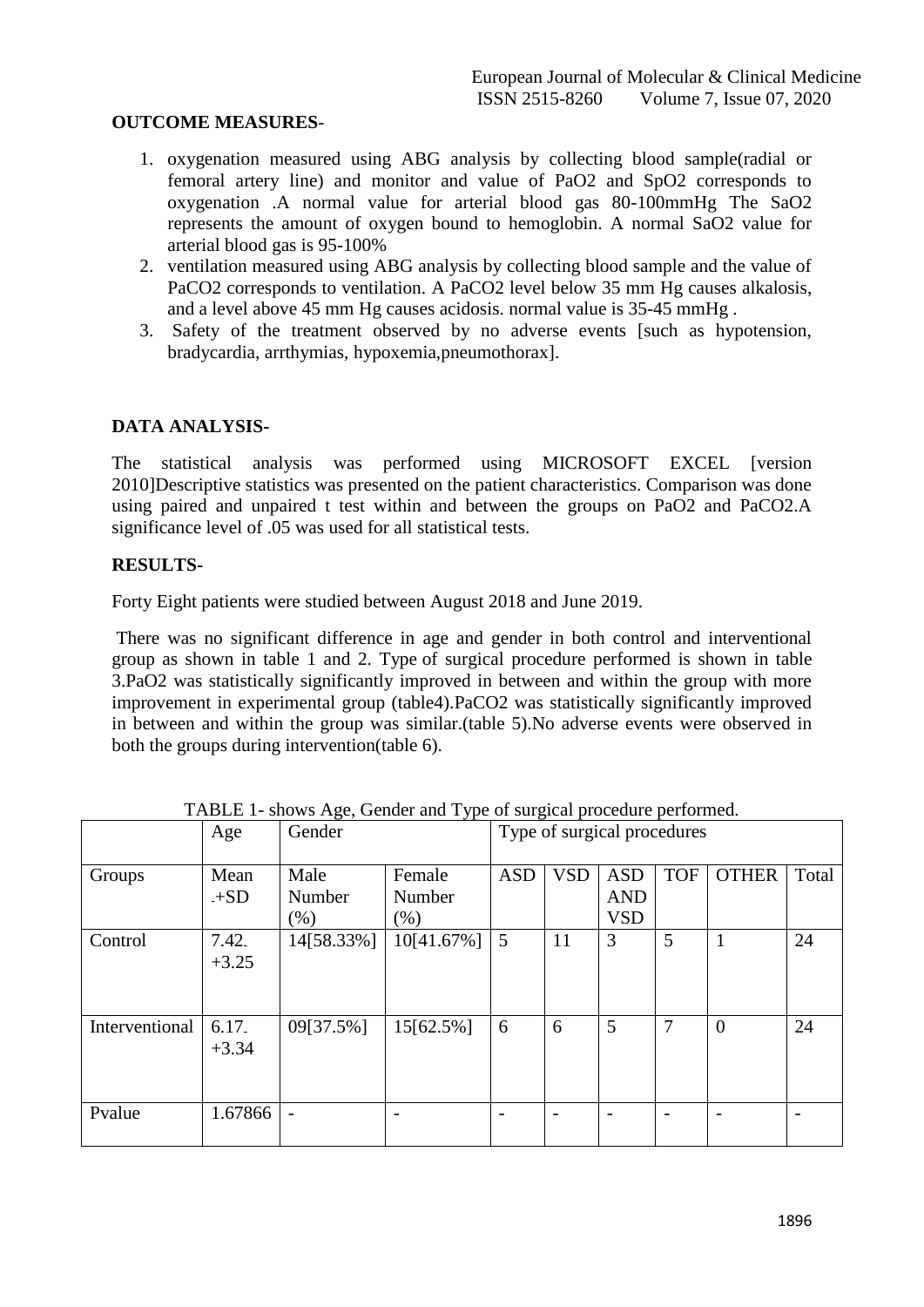**OUTCOME MEASURES-**

1. oxygenation measured using ABG analysis by collecting blood sample(radial or femoral artery line) and monitor and value of $PaO_2$ and $SpO_2$ corresponds to oxygenation .A normal value for arterial blood gas 80-100mmHg The $SaO_2$ represents the amount of oxygen bound to hemoglobin. A normal $SaO_2$ value for arterial blood gas is 95-100%
2. ventilation measured using ABG analysis by collecting blood sample and the value of $PaCO_2$ corresponds to ventilation. A $PaCO_2$ level below 35 mm Hg causes alkalosis, and a level above 45 mm Hg causes acidosis. normal value is 35-45 mmHg .
3. Safety of the treatment observed by no adverse events [such as hypotension, bradycardia, arrthymias, hypoxemia,pneumothorax].

**DATA ANALYSIS-**

The statistical analysis was performed using MICROSOFT EXCEL [version 2010]Descriptive statistics was presented on the patient characteristics. Comparison was done using paired and unpaired t test within and between the groups on $PaO_2$ and $PaCO_2$.A significance level of .05 was used for all statistical tests.

**RESULTS-**

Forty Eight patients were studied between August 2018 and June 2019.

There was no significant difference in age and gender in both control and interventional group as shown in table 1 and 2. Type of surgical procedure performed is shown in table 3.$PaO_2$ was statistically significantly improved in between and within the group with more improvement in experimental group (table4).$PaCO_2$ was statistically significantly improved in between and within the group was similar.(table 5).No adverse events were observed in both the groups during intervention(table 6).

TABLE 1- shows Age, Gender and Type of surgical procedure performed.

| | Age | Gender | | Type of surgical procedures | | | | | |
|---|---|---|---|---|---|---|---|---|---|
| Groups | Mean -+SD | Male Number (%) | Female Number (%) | ASD | VSD | ASD AND VSD | TOF | OTHER | Total |
| Control | 7.42 -+3.25 | 14[58.33%] | 10[41.67%] | 5 | 11 | 3 | 5 | 1 | 24 |
| Interventional | 6.17 -+3.34 | 09[37.5%] | 15[62.5%] | 6 | 6 | 5 | 7 | 0 | 24 |
| Pvalue | 1.67866 | - | - | - | - | - | - | - | - |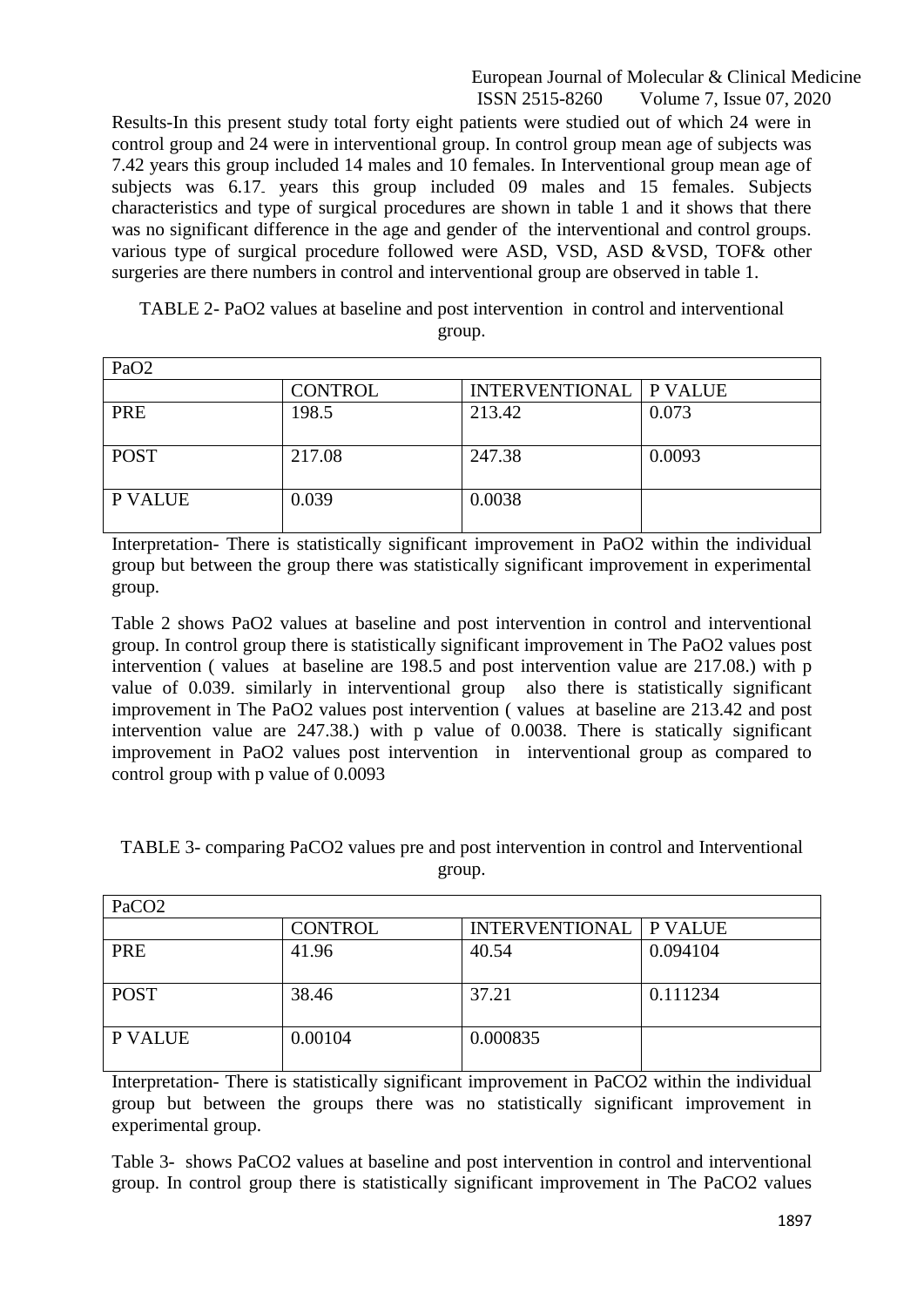Results-In this present study total forty eight patients were studied out of which 24 were in control group and 24 were in interventional group. In control group mean age of subjects was 7.42 years this group included 14 males and 10 females. In Interventional group mean age of subjects was 6.17 years this group included 09 males and 15 females. Subjects characteristics and type of surgical procedures are shown in table 1 and it shows that there was no significant difference in the age and gender of the interventional and control groups. various type of surgical procedure followed were ASD, VSD, ASD &VSD, TOF& other surgeries are there numbers in control and interventional group are observed in table 1.

TABLE 2- $PaO_2$ values at baseline and post intervention in control and interventional group.

| $PaO_2$ | | | |
|---|---|---|---|
| | CONTROL | INTERVENTIONAL | P VALUE |
| PRE | 198.5 | 213.42 | 0.073 |
| POST | 217.08 | 247.38 | 0.0093 |
| P VALUE | 0.039 | 0.0038 | |

Interpretation- There is statistically significant improvement in $PaO_2$ within the individual group but between the group there was statistically significant improvement in experimental group.

Table 2 shows $PaO_2$ values at baseline and post intervention in control and interventional group. In control group there is statistically significant improvement in The $PaO_2$ values post intervention ( values at baseline are 198.5 and post intervention value are 217.08.) with p value of 0.039. similarly in interventional group also there is statistically significant improvement in The $PaO_2$ values post intervention ( values at baseline are 213.42 and post intervention value are 247.38.) with p value of 0.0038. There is statically significant improvement in $PaO_2$ values post intervention in interventional group as compared to control group with p value of 0.0093

TABLE 3- comparing $PaCO_2$ values pre and post intervention in control and Interventional group.

| $PaCO_2$ | | | |
|---|---|---|---|
| | CONTROL | INTERVENTIONAL | P VALUE |
| PRE | 41.96 | 40.54 | 0.094104 |
| POST | 38.46 | 37.21 | 0.111234 |
| P VALUE | 0.00104 | 0.000835 | |

Interpretation- There is statistically significant improvement in $PaCO_2$ within the individual group but between the groups there was no statistically significant improvement in experimental group.

Table 3- shows $PaCO_2$ values at baseline and post intervention in control and interventional group. In control group there is statistically significant improvement in The $PaCO_2$ values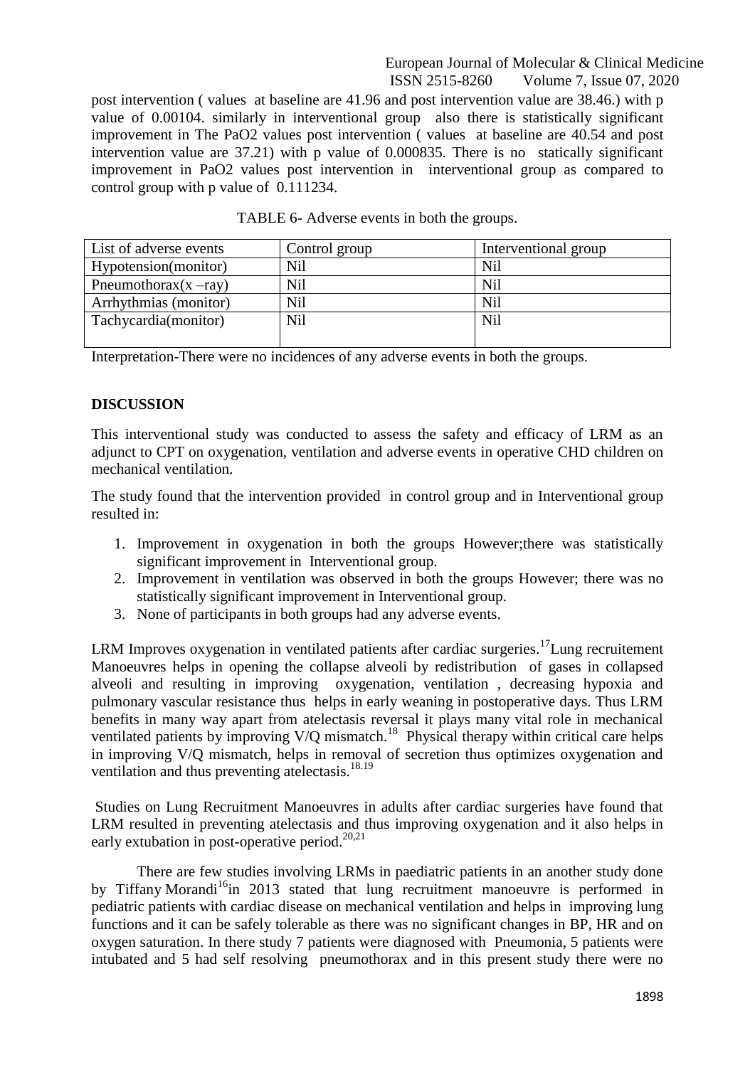post intervention ( values at baseline are 41.96 and post intervention value are 38.46.) with p value of 0.00104. similarly in interventional group also there is statistically significant improvement in The PaO2 values post intervention ( values at baseline are 40.54 and post intervention value are 37.21) with p value of 0.000835. There is no statically significant improvement in PaO2 values post intervention in interventional group as compared to control group with p value of 0.111234.

TABLE 6- Adverse events in both the groups.

| List of adverse events | Control group | Interventional group |
|---|---|---|
| Hypotension(monitor) | Nil | Nil |
| Pneumothorax(x –ray) | Nil | Nil |
| Arrhythmias (monitor) | Nil | Nil |
| Tachycardia(monitor) | Nil | Nil |

Interpretation-There were no incidences of any adverse events in both the groups.

## DISCUSSION

This interventional study was conducted to assess the safety and efficacy of LRM as an adjunct to CPT on oxygenation, ventilation and adverse events in operative CHD children on mechanical ventilation.

The study found that the intervention provided in control group and in Interventional group resulted in:

1. Improvement in oxygenation in both the groups However;there was statistically significant improvement in Interventional group.
2. Improvement in ventilation was observed in both the groups However; there was no statistically significant improvement in Interventional group.
3. None of participants in both groups had any adverse events.

LRM Improves oxygenation in ventilated patients after cardiac surgeries.[17]Lung recruitement Manoeuvres helps in opening the collapse alveoli by redistribution of gases in collapsed alveoli and resulting in improving oxygenation, ventilation , decreasing hypoxia and pulmonary vascular resistance thus helps in early weaning in postoperative days. Thus LRM benefits in many way apart from atelectasis reversal it plays many vital role in mechanical ventilated patients by improving V/Q mismatch.[18] Physical therapy within critical care helps in improving V/Q mismatch, helps in removal of secretion thus optimizes oxygenation and ventilation and thus preventing atelectasis.[18.19]

Studies on Lung Recruitment Manoeuvres in adults after cardiac surgeries have found that LRM resulted in preventing atelectasis and thus improving oxygenation and it also helps in early extubation in post-operative period.[20,21]

There are few studies involving LRMs in paediatric patients in an another study done by Tiffany Morandi[16]in 2013 stated that lung recruitment manoeuvre is performed in pediatric patients with cardiac disease on mechanical ventilation and helps in improving lung functions and it can be safely tolerable as there was no significant changes in BP, HR and on oxygen saturation. In there study 7 patients were diagnosed with Pneumonia, 5 patients were intubated and 5 had self resolving pneumothorax and in this present study there were no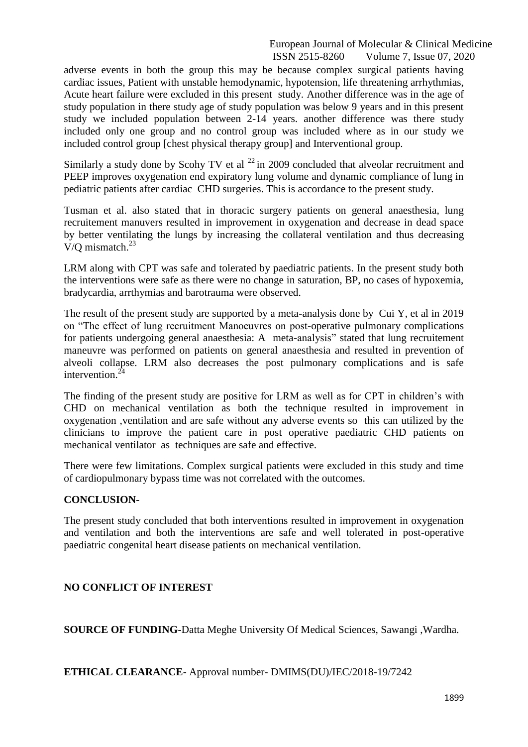adverse events in both the group this may be because complex surgical patients having cardiac issues, Patient with unstable hemodynamic, hypotension, life threatening arrhythmias, Acute heart failure were excluded in this present study. Another difference was in the age of study population in there study age of study population was below 9 years and in this present study we included population between 2-14 years. another difference was there study included only one group and no control group was included where as in our study we included control group [chest physical therapy group] and Interventional group.

Similarly a study done by Scohy TV et al [22] in 2009 concluded that alveolar recruitment and PEEP improves oxygenation end expiratory lung volume and dynamic compliance of lung in pediatric patients after cardiac CHD surgeries. This is accordance to the present study.

Tusman et al. also stated that in thoracic surgery patients on general anaesthesia, lung recruitement manuvers resulted in improvement in oxygenation and decrease in dead space by better ventilating the lungs by increasing the collateral ventilation and thus decreasing V/Q mismatch.[23]

LRM along with CPT was safe and tolerated by paediatric patients. In the present study both the interventions were safe as there were no change in saturation, BP, no cases of hypoxemia, bradycardia, arrthymias and barotrauma were observed.

The result of the present study are supported by a meta-analysis done by Cui Y, et al in 2019 on "The effect of lung recruitment Manoeuvres on post-operative pulmonary complications for patients undergoing general anaesthesia: A meta-analysis" stated that lung recruitement maneuvre was performed on patients on general anaesthesia and resulted in prevention of alveoli collapse. LRM also decreases the post pulmonary complications and is safe intervention.[24]

The finding of the present study are positive for LRM as well as for CPT in children's with CHD on mechanical ventilation as both the technique resulted in improvement in oxygenation ,ventilation and are safe without any adverse events so this can utilized by the clinicians to improve the patient care in post operative paediatric CHD patients on mechanical ventilator as techniques are safe and effective.

There were few limitations. Complex surgical patients were excluded in this study and time of cardiopulmonary bypass time was not correlated with the outcomes.

**CONCLUSION-**

The present study concluded that both interventions resulted in improvement in oxygenation and ventilation and both the interventions are safe and well tolerated in post-operative paediatric congenital heart disease patients on mechanical ventilation.

**NO CONFLICT OF INTEREST**

**SOURCE OF FUNDING-**Datta Meghe University Of Medical Sciences, Sawangi ,Wardha.

**ETHICAL CLEARANCE-** Approval number- DMIMS(DU)/IEC/2018-19/7242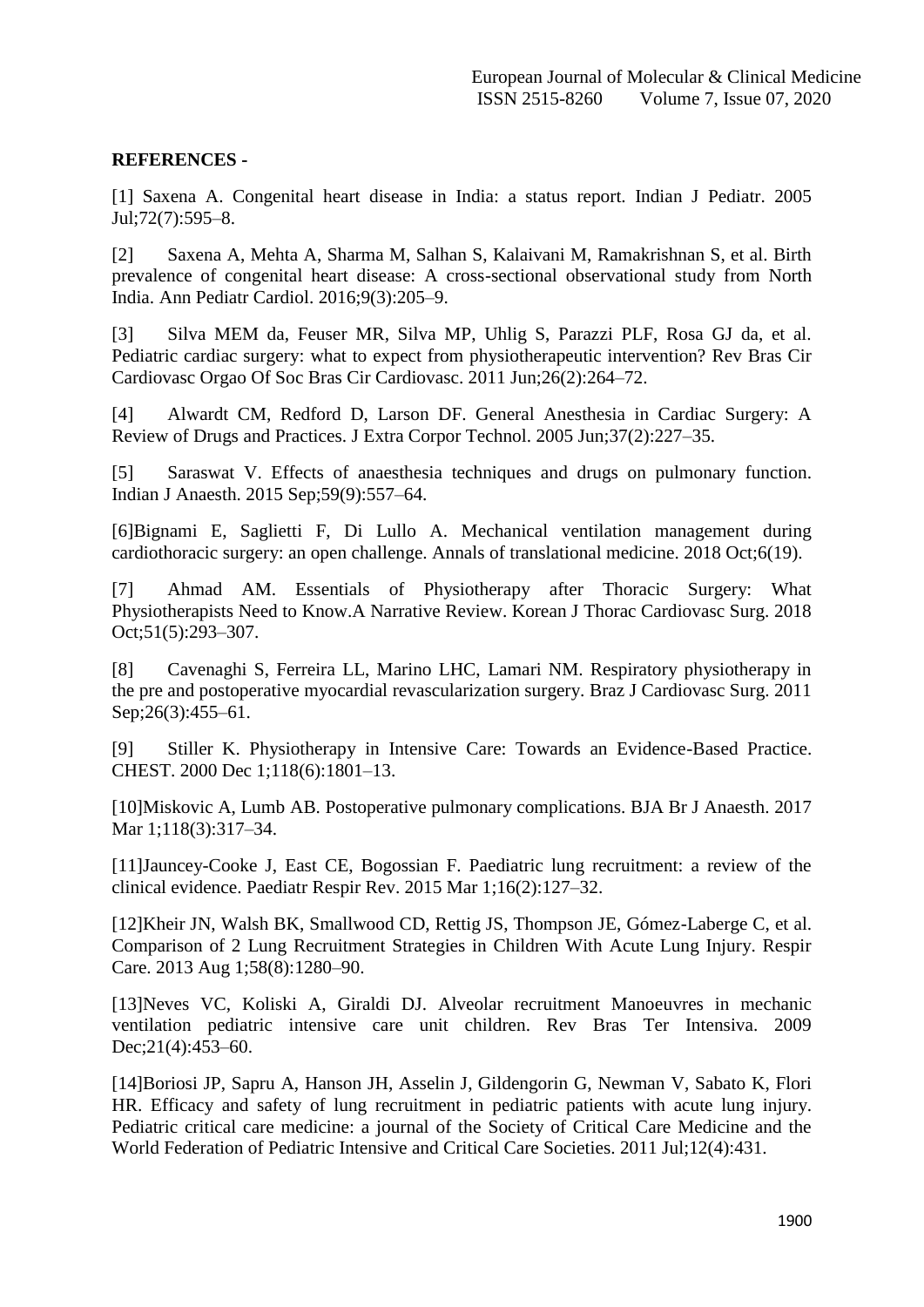**REFERENCES -**

[1] Saxena A. Congenital heart disease in India: a status report. Indian J Pediatr. 2005 Jul;72(7):595–8.

[2] Saxena A, Mehta A, Sharma M, Salhan S, Kalaivani M, Ramakrishnan S, et al. Birth prevalence of congenital heart disease: A cross-sectional observational study from North India. Ann Pediatr Cardiol. 2016;9(3):205–9.

[3] Silva MEM da, Feuser MR, Silva MP, Uhlig S, Parazzi PLF, Rosa GJ da, et al. Pediatric cardiac surgery: what to expect from physiotherapeutic intervention? Rev Bras Cir Cardiovasc Orgao Of Soc Bras Cir Cardiovasc. 2011 Jun;26(2):264–72.

[4] Alwardt CM, Redford D, Larson DF. General Anesthesia in Cardiac Surgery: A Review of Drugs and Practices. J Extra Corpor Technol. 2005 Jun;37(2):227–35.

[5] Saraswat V. Effects of anaesthesia techniques and drugs on pulmonary function. Indian J Anaesth. 2015 Sep;59(9):557–64.

[6]Bignami E, Saglietti F, Di Lullo A. Mechanical ventilation management during cardiothoracic surgery: an open challenge. Annals of translational medicine. 2018 Oct;6(19).

[7] Ahmad AM. Essentials of Physiotherapy after Thoracic Surgery: What Physiotherapists Need to Know.A Narrative Review. Korean J Thorac Cardiovasc Surg. 2018 Oct;51(5):293–307.

[8] Cavenaghi S, Ferreira LL, Marino LHC, Lamari NM. Respiratory physiotherapy in the pre and postoperative myocardial revascularization surgery. Braz J Cardiovasc Surg. 2011 Sep;26(3):455–61.

[9] Stiller K. Physiotherapy in Intensive Care: Towards an Evidence-Based Practice. CHEST. 2000 Dec 1;118(6):1801–13.

[10]Miskovic A, Lumb AB. Postoperative pulmonary complications. BJA Br J Anaesth. 2017 Mar 1;118(3):317–34.

[11]Jauncey-Cooke J, East CE, Bogossian F. Paediatric lung recruitment: a review of the clinical evidence. Paediatr Respir Rev. 2015 Mar 1;16(2):127–32.

[12]Kheir JN, Walsh BK, Smallwood CD, Rettig JS, Thompson JE, Gómez-Laberge C, et al. Comparison of 2 Lung Recruitment Strategies in Children With Acute Lung Injury. Respir Care. 2013 Aug 1;58(8):1280–90.

[13]Neves VC, Koliski A, Giraldi DJ. Alveolar recruitment Manoeuvres in mechanic ventilation pediatric intensive care unit children. Rev Bras Ter Intensiva. 2009 Dec;21(4):453–60.

[14]Boriosi JP, Sapru A, Hanson JH, Asselin J, Gildengorin G, Newman V, Sabato K, Flori HR. Efficacy and safety of lung recruitment in pediatric patients with acute lung injury. Pediatric critical care medicine: a journal of the Society of Critical Care Medicine and the World Federation of Pediatric Intensive and Critical Care Societies. 2011 Jul;12(4):431.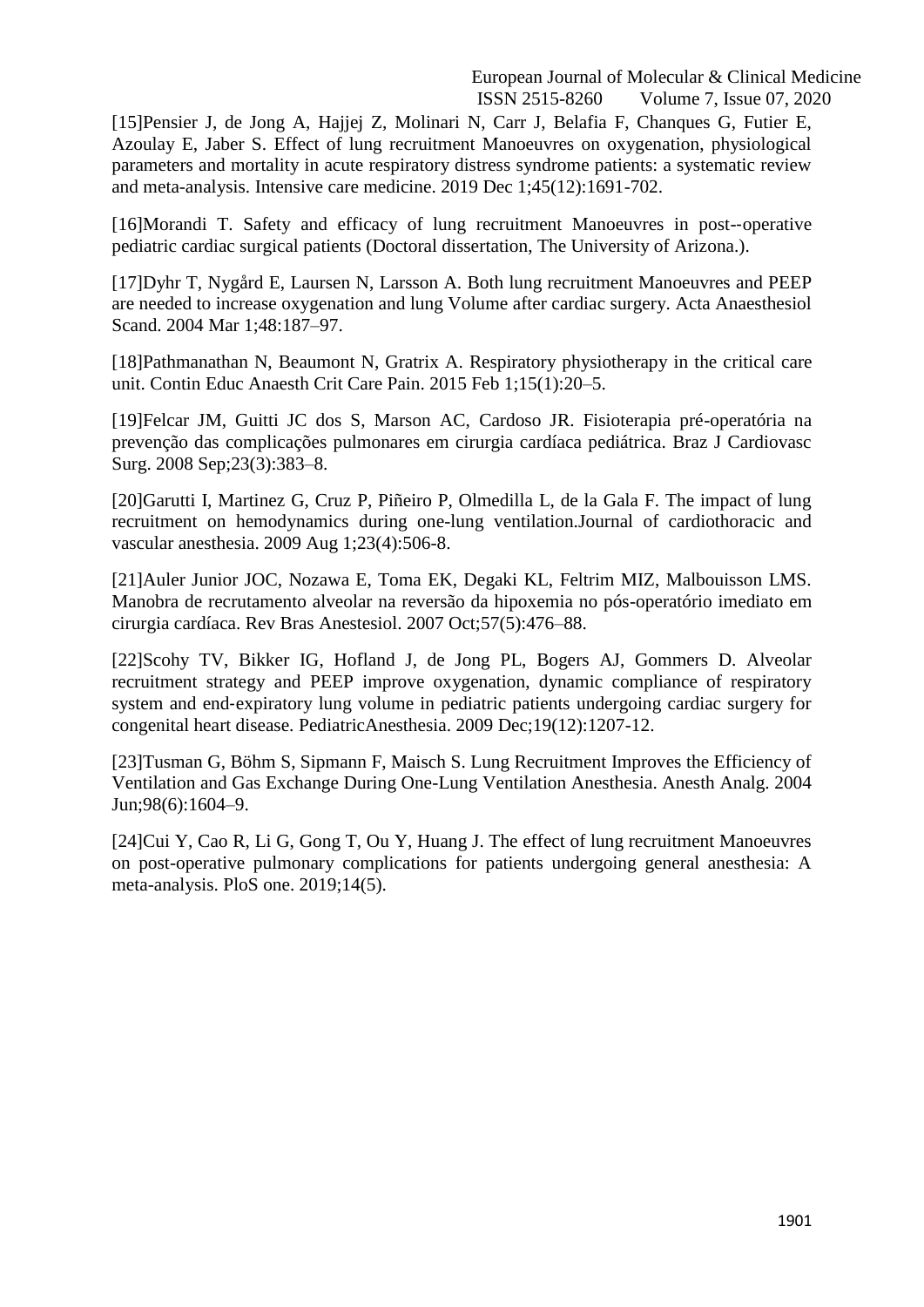[15]Pensier J, de Jong A, Hajjej Z, Molinari N, Carr J, Belafia F, Chanques G, Futier E, Azoulay E, Jaber S. Effect of lung recruitment Manoeuvres on oxygenation, physiological parameters and mortality in acute respiratory distress syndrome patients: a systematic review and meta-analysis. Intensive care medicine. 2019 Dec 1;45(12):1691-702.

[16]Morandi T. Safety and efficacy of lung recruitment Manoeuvres in post--operative pediatric cardiac surgical patients (Doctoral dissertation, The University of Arizona.).

[17]Dyhr T, Nygård E, Laursen N, Larsson A. Both lung recruitment Manoeuvres and PEEP are needed to increase oxygenation and lung Volume after cardiac surgery. Acta Anaesthesiol Scand. 2004 Mar 1;48:187–97.

[18]Pathmanathan N, Beaumont N, Gratrix A. Respiratory physiotherapy in the critical care unit. Contin Educ Anaesth Crit Care Pain. 2015 Feb 1;15(1):20–5.

[19]Felcar JM, Guitti JC dos S, Marson AC, Cardoso JR. Fisioterapia pré-operatória na prevenção das complicações pulmonares em cirurgia cardíaca pediátrica. Braz J Cardiovasc Surg. 2008 Sep;23(3):383–8.

[20]Garutti I, Martinez G, Cruz P, Piñeiro P, Olmedilla L, de la Gala F. The impact of lung recruitment on hemodynamics during one-lung ventilation.Journal of cardiothoracic and vascular anesthesia. 2009 Aug 1;23(4):506-8.

[21]Auler Junior JOC, Nozawa E, Toma EK, Degaki KL, Feltrim MIZ, Malbouisson LMS. Manobra de recrutamento alveolar na reversão da hipoxemia no pós-operatório imediato em cirurgia cardíaca. Rev Bras Anestesiol. 2007 Oct;57(5):476–88.

[22]Scohy TV, Bikker IG, Hofland J, de Jong PL, Bogers AJ, Gommers D. Alveolar recruitment strategy and PEEP improve oxygenation, dynamic compliance of respiratory system and end-expiratory lung volume in pediatric patients undergoing cardiac surgery for congenital heart disease. PediatricAnesthesia. 2009 Dec;19(12):1207-12.

[23]Tusman G, Böhm S, Sipmann F, Maisch S. Lung Recruitment Improves the Efficiency of Ventilation and Gas Exchange During One-Lung Ventilation Anesthesia. Anesth Analg. 2004 Jun;98(6):1604–9.

[24]Cui Y, Cao R, Li G, Gong T, Ou Y, Huang J. The effect of lung recruitment Manoeuvres on post-operative pulmonary complications for patients undergoing general anesthesia: A meta-analysis. PloS one. 2019;14(5).